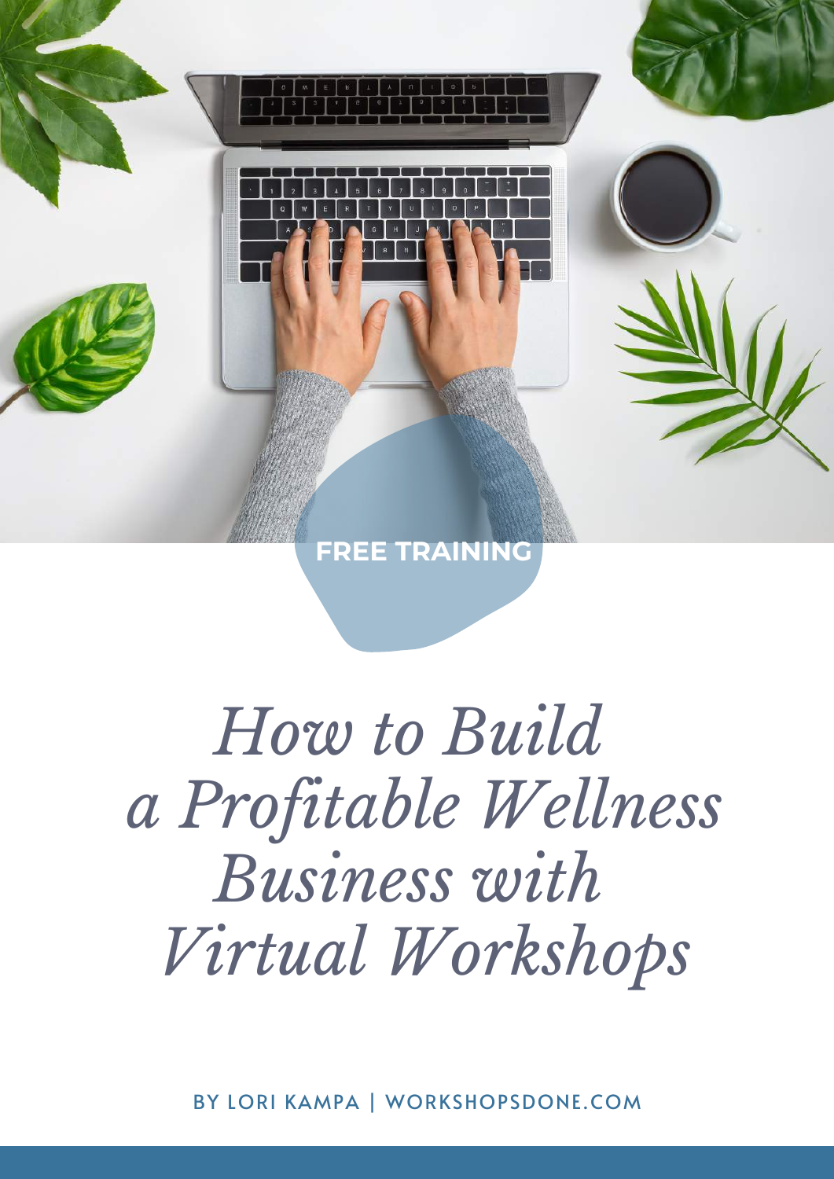FREE TRAINING

# *How to Build a Profitable Wellness Business with Virtual Workshops*

BY LORI KAMPA | WORKSHOPSDONE.COM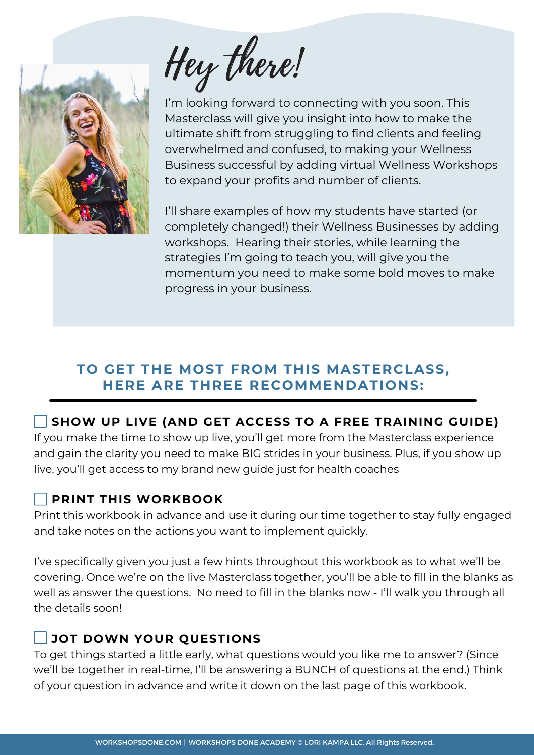# Hey there!

I'm looking forward to connecting with you soon. This Masterclass will give you insight into how to make the ultimate shift from struggling to find clients and feeling overwhelmed and confused, to making your Wellness Business successful by adding virtual Wellness Workshops to expand your profits and number of clients.

I'll share examples of how my students have started (or completely changed!) their Wellness Businesses by adding workshops. Hearing their stories, while learning the strategies I'm going to teach you, will give you the momentum you need to make some bold moves to make progress in your business.

## TO GET THE MOST FROM THIS MASTERCLASS, HERE ARE THREE RECOMMENDATIONS:

### ☐ SHOW UP LIVE (AND GET ACCESS TO A FREE TRAINING GUIDE)

If you make the time to show up live, you'll get more from the Masterclass experience and gain the clarity you need to make BIG strides in your business. Plus, if you show up live, you'll get access to my brand new guide just for health coaches

### ☐ PRINT THIS WORKBOOK

Print this workbook in advance and use it during our time together to stay fully engaged and take notes on the actions you want to implement quickly.

I've specifically given you just a few hints throughout this workbook as to what we'll be covering. Once we're on the live Masterclass together, you'll be able to fill in the blanks as well as answer the questions. No need to fill in the blanks now - I'll walk you through all the details soon!

### ☐ JOT DOWN YOUR QUESTIONS

To get things started a little early, what questions would you like me to answer? (Since we'll be together in real-time, I'll be answering a BUNCH of questions at the end.) Think of your question in advance and write it down on the last page of this workbook.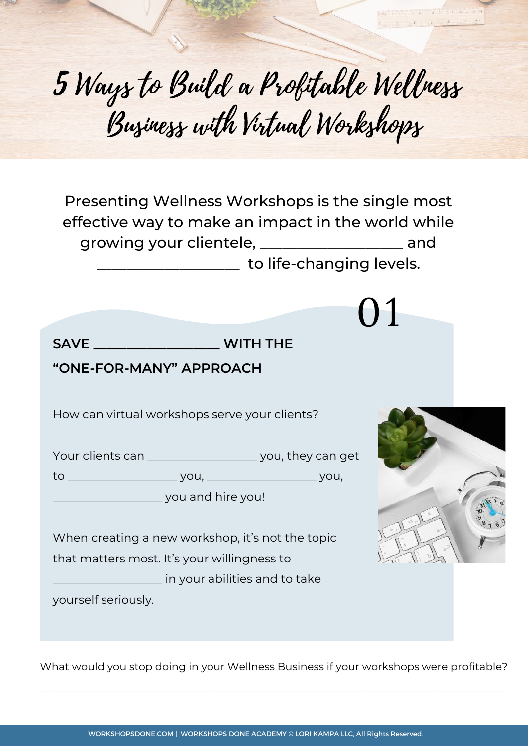# 5 Ways to Build a Profitable Wellness Business with Virtual Workshops

Presenting Wellness Workshops is the single most effective way to make an impact in the world while growing your clientele, ________________ and ________________ to life-changing levels.

## 01

### SAVE ________________ WITH THE "ONE-FOR-MANY" APPROACH

How can virtual workshops serve your clients?

Your clients can ________________ you, they can get to ________________ you, ________________ you, ________________ you and hire you!

When creating a new workshop, it's not the topic that matters most. It's your willingness to ________________ in your abilities and to take yourself seriously.

What would you stop doing in your Wellness Business if your workshops were profitable?

______________________________________________________________________________

WORKSHOPSDONE.COM | WORKSHOPS DONE ACADEMY © LORI KAMPA LLC, All Rights Reserved.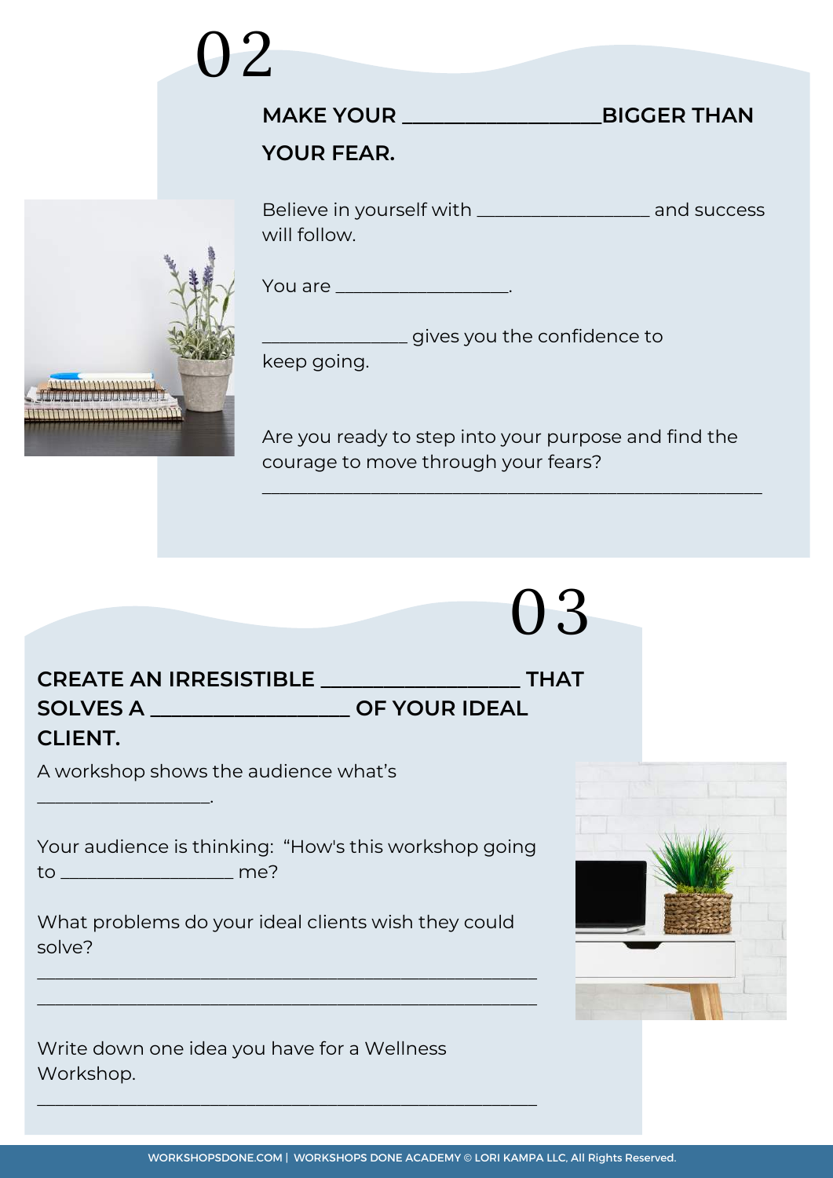## 02

**MAKE YOUR ________________BIGGER THAN YOUR FEAR.**

Believe in yourself with ________________ and success will follow.

You are ________________.

______________ gives you the confidence to keep going.

Are you ready to step into your purpose and find the courage to move through your fears?

________________________________________________

## 03

**CREATE AN IRRESISTIBLE ________________ THAT SOLVES A ________________ OF YOUR IDEAL CLIENT.**

A workshop shows the audience what's ________________.

Your audience is thinking: "How's this workshop going to ________________ me?

What problems do your ideal clients wish they could solve?

________________________________________________

________________________________________________

Write down one idea you have for a Wellness Workshop.

________________________________________________

WORKSHOPSDONE.COM | WORKSHOPS DONE ACADEMY © LORI KAMPA LLC, All Rights Reserved.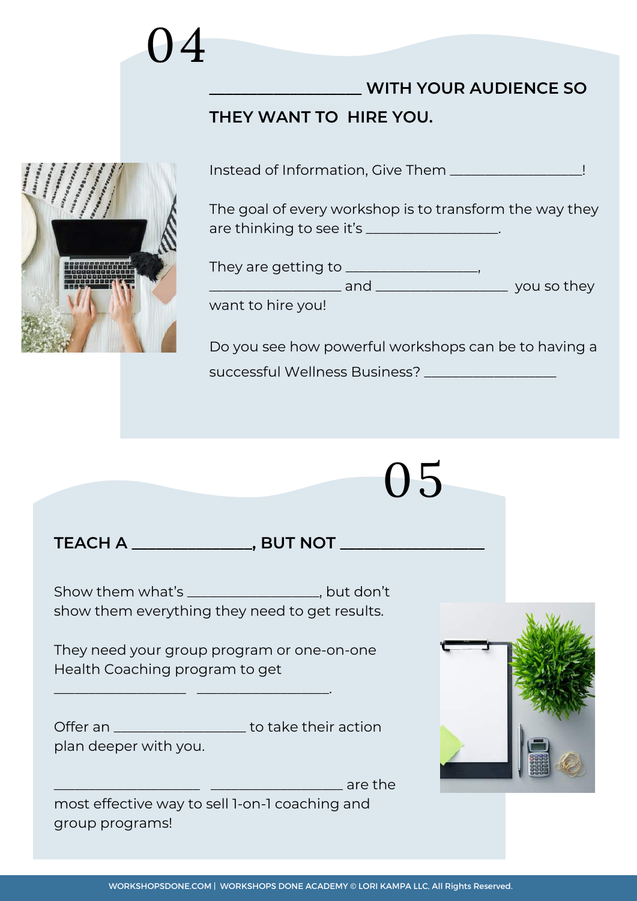# 04

## _________________ WITH YOUR AUDIENCE SO THEY WANT TO HIRE YOU.

Instead of Information, Give Them _________________!

The goal of every workshop is to transform the way they are thinking to see it's _________________.

They are getting to _________________, _________________ and _________________ you so they want to hire you!

Do you see how powerful workshops can be to having a successful Wellness Business? _________________

# 05

## TEACH A ______________, BUT NOT ________________

Show them what's _________________, but don't show them everything they need to get results.

They need your group program or one-on-one Health Coaching program to get _________________ _________________.

Offer an _________________ to take their action plan deeper with you.

___________________ _________________ are the most effective way to sell 1-on-1 coaching and group programs!

WORKSHOPSDONE.COM | WORKSHOPS DONE ACADEMY © LORI KAMPA LLC, All Rights Reserved.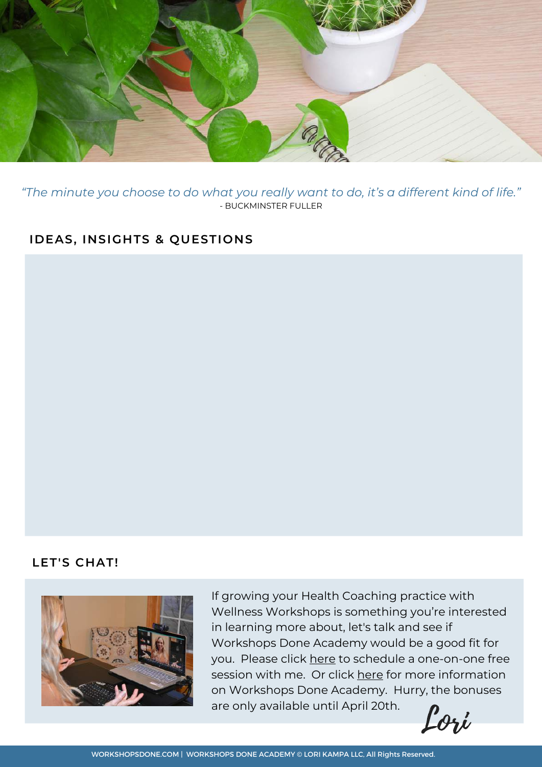*"The minute you choose to do what you really want to do, it's a different kind of life."*
- BUCKMINSTER FULLER

## IDEAS, INSIGHTS & QUESTIONS

## LET'S CHAT!

If growing your Health Coaching practice with Wellness Workshops is something you're interested in learning more about, let's talk and see if Workshops Done Academy would be a good fit for you. Please click here to schedule a one-on-one free session with me. Or click here for more information on Workshops Done Academy. Hurry, the bonuses are only available until April 20th.

Lori

WORKSHOPSDONE.COM | WORKSHOPS DONE ACADEMY © LORI KAMPA LLC, All Rights Reserved.